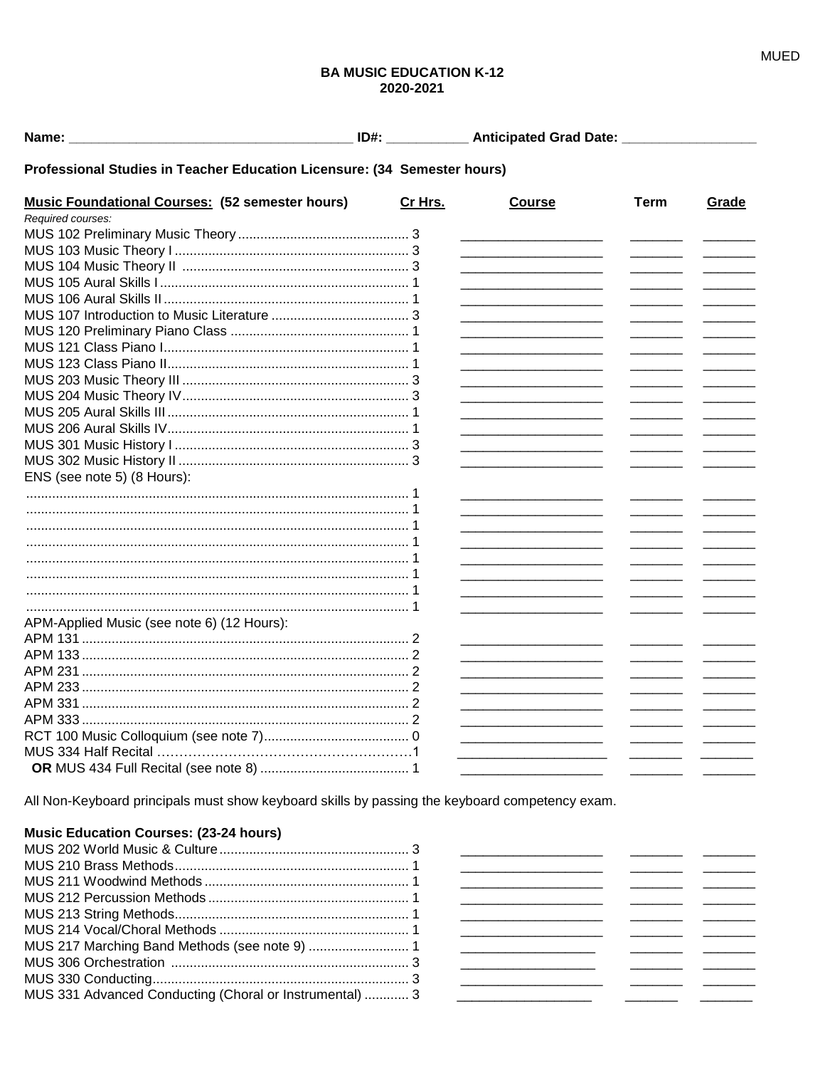## BA MUSIC EDUCATION K-12
## 2020-2021

**Name:** ______________________________________ **ID#:** ___________ **Anticipated Grad Date:** __________________

**Professional Studies in Teacher Education Licensure: (34 Semester hours)**

| **Music Foundational Courses: (52 semester hours)** | **Cr Hrs.** | **Course** | **Term** | **Grade** |
|---|---|---|---|---|
| *Required courses:* | | | | |
| MUS 102 Preliminary Music Theory | 3 | | | |
| MUS 103 Music Theory I | 3 | | | |
| MUS 104 Music Theory II | 3 | | | |
| MUS 105 Aural Skills I | 1 | | | |
| MUS 106 Aural Skills II | 1 | | | |
| MUS 107 Introduction to Music Literature | 3 | | | |
| MUS 120 Preliminary Piano Class | 1 | | | |
| MUS 121 Class Piano I | 1 | | | |
| MUS 123 Class Piano II | 1 | | | |
| MUS 203 Music Theory III | 3 | | | |
| MUS 204 Music Theory IV | 3 | | | |
| MUS 205 Aural Skills III | 1 | | | |
| MUS 206 Aural Skills IV | 1 | | | |
| MUS 301 Music History I | 3 | | | |
| MUS 302 Music History II | 3 | | | |
| ENS (see note 5) (8 Hours): | | | | |
| | 1 | | | |
| | 1 | | | |
| | 1 | | | |
| | 1 | | | |
| | 1 | | | |
| | 1 | | | |
| | 1 | | | |
| | 1 | | | |
| APM-Applied Music (see note 6) (12 Hours): | | | | |
| APM 131 | 2 | | | |
| APM 133 | 2 | | | |
| APM 231 | 2 | | | |
| APM 233 | 2 | | | |
| APM 331 | 2 | | | |
| APM 333 | 2 | | | |
| RCT 100 Music Colloquium (see note 7) | 0 | | | |
| MUS 334 Half Recital | 1 | | | |
| **OR** MUS 434 Full Recital (see note 8) | 1 | | | |

All Non-Keyboard principals must show keyboard skills by passing the keyboard competency exam.

**Music Education Courses: (23-24 hours)**

| Course | Cr Hrs. | Course | Term | Grade |
|---|---|---|---|---|
| MUS 202 World Music & Culture | 3 | | | |
| MUS 210 Brass Methods | 1 | | | |
| MUS 211 Woodwind Methods | 1 | | | |
| MUS 212 Percussion Methods | 1 | | | |
| MUS 213 String Methods | 1 | | | |
| MUS 214 Vocal/Choral Methods | 1 | | | |
| MUS 217 Marching Band Methods (see note 9) | 1 | | | |
| MUS 306 Orchestration | 3 | | | |
| MUS 330 Conducting | 3 | | | |
| MUS 331 Advanced Conducting (Choral or Instrumental) | 3 | | | |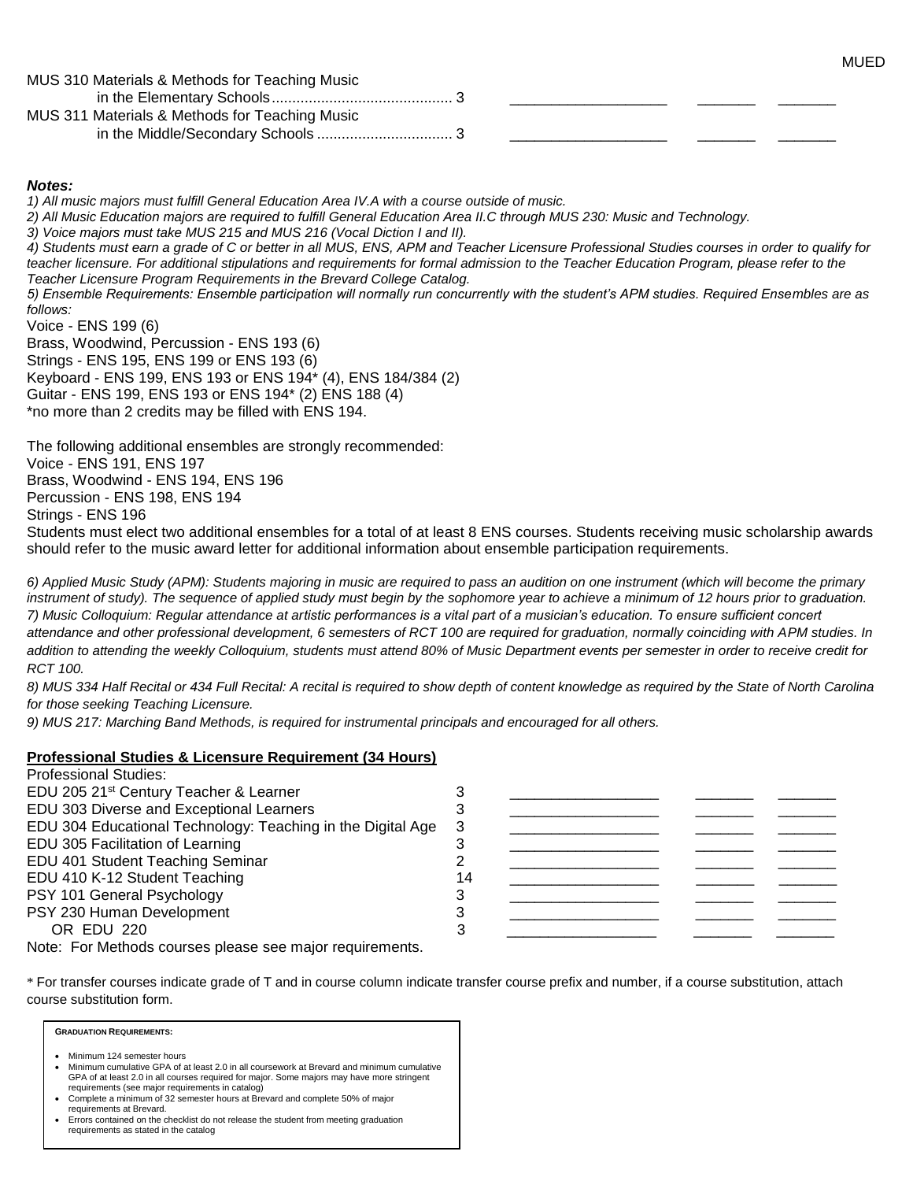| | | | | |
|---|---|---|---|---|
| MUS 310 Materials & Methods for Teaching Music in the Elementary Schools | 3 | ___________________ | _______ | _______ |
| MUS 311 Materials & Methods for Teaching Music in the Middle/Secondary Schools | 3 | ___________________ | _______ | _______ |

***Notes:***

*1) All music majors must fulfill General Education Area IV.A with a course outside of music.*

*2) All Music Education majors are required to fulfill General Education Area II.C through MUS 230: Music and Technology.*

*3) Voice majors must take MUS 215 and MUS 216 (Vocal Diction I and II).*

*4) Students must earn a grade of C or better in all MUS, ENS, APM and Teacher Licensure Professional Studies courses in order to qualify for teacher licensure. For additional stipulations and requirements for formal admission to the Teacher Education Program, please refer to the Teacher Licensure Program Requirements in the Brevard College Catalog.*

*5) Ensemble Requirements: Ensemble participation will normally run concurrently with the student's APM studies. Required Ensembles are as follows:*

Voice - ENS 199 (6)
Brass, Woodwind, Percussion - ENS 193 (6)
Strings - ENS 195, ENS 199 or ENS 193 (6)
Keyboard - ENS 199, ENS 193 or ENS 194* (4), ENS 184/384 (2)
Guitar - ENS 199, ENS 193 or ENS 194* (2) ENS 188 (4)
*no more than 2 credits may be filled with ENS 194.

The following additional ensembles are strongly recommended:
Voice - ENS 191, ENS 197
Brass, Woodwind - ENS 194, ENS 196
Percussion - ENS 198, ENS 194
Strings - ENS 196
Students must elect two additional ensembles for a total of at least 8 ENS courses. Students receiving music scholarship awards should refer to the music award letter for additional information about ensemble participation requirements.

*6) Applied Music Study (APM): Students majoring in music are required to pass an audition on one instrument (which will become the primary instrument of study). The sequence of applied study must begin by the sophomore year to achieve a minimum of 12 hours prior to graduation.*

*7) Music Colloquium: Regular attendance at artistic performances is a vital part of a musician's education. To ensure sufficient concert attendance and other professional development, 6 semesters of RCT 100 are required for graduation, normally coinciding with APM studies. In addition to attending the weekly Colloquium, students must attend 80% of Music Department events per semester in order to receive credit for RCT 100.*

*8) MUS 334 Half Recital or 434 Full Recital: A recital is required to show depth of content knowledge as required by the State of North Carolina for those seeking Teaching Licensure.*

*9) MUS 217: Marching Band Methods, is required for instrumental principals and encouraged for all others.*

## **Professional Studies & Licensure Requirement (34 Hours)**

Professional Studies:

| | | | | |
|---|---|---|---|---|
| EDU 205 21st Century Teacher & Learner | 3 | __________________ | _______ | _______ |
| EDU 303 Diverse and Exceptional Learners | 3 | __________________ | _______ | _______ |
| EDU 304 Educational Technology: Teaching in the Digital Age | 3 | __________________ | _______ | _______ |
| EDU 305 Facilitation of Learning | 3 | __________________ | _______ | _______ |
| EDU 401 Student Teaching Seminar | 2 | __________________ | _______ | _______ |
| EDU 410 K-12 Student Teaching | 14 | __________________ | _______ | _______ |
| PSY 101 General Psychology | 3 | __________________ | _______ | _______ |
| PSY 230 Human Development | 3 | __________________ | _______ | _______ |
| OR EDU 220 | 3 | __________________ | _______ | _______ |

Note: For Methods courses please see major requirements.

* For transfer courses indicate grade of T and in course column indicate transfer course prefix and number, if a course substitution, attach course substitution form.

**GRADUATION REQUIREMENTS:**

- Minimum 124 semester hours
- Minimum cumulative GPA of at least 2.0 in all coursework at Brevard and minimum cumulative GPA of at least 2.0 in all courses required for major. Some majors may have more stringent requirements (see major requirements in catalog)
- Complete a minimum of 32 semester hours at Brevard and complete 50% of major requirements at Brevard.
- Errors contained on the checklist do not release the student from meeting graduation requirements as stated in the catalog